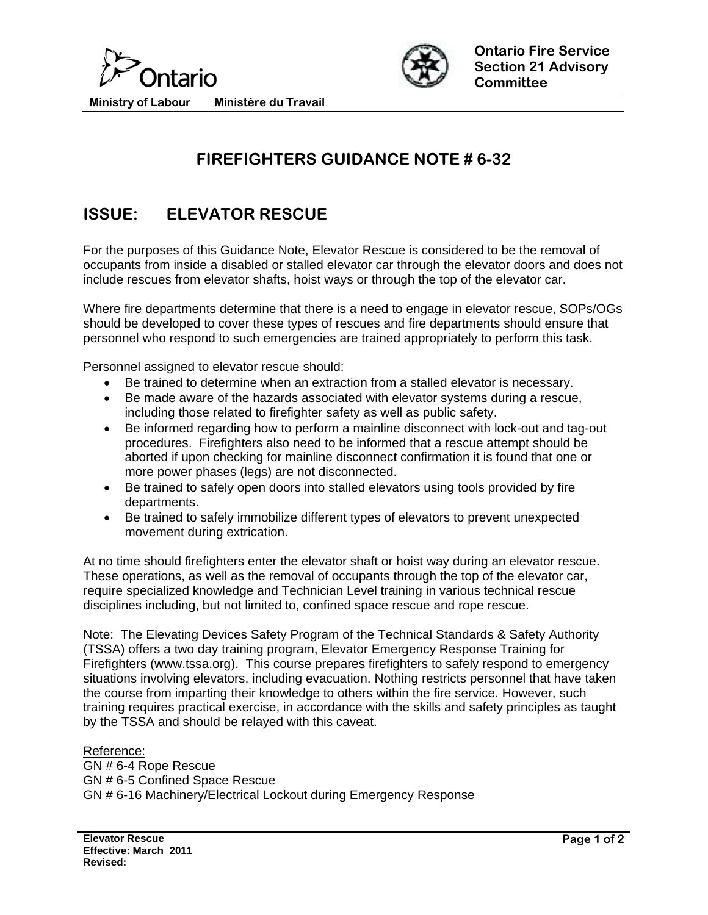Ontario

Ministry of Labour    Ministére du Travail

**Ontario Fire Service Section 21 Advisory Committee**

# FIREFIGHTERS GUIDANCE NOTE # 6-32

## ISSUE: ELEVATOR RESCUE

For the purposes of this Guidance Note, Elevator Rescue is considered to be the removal of occupants from inside a disabled or stalled elevator car through the elevator doors and does not include rescues from elevator shafts, hoist ways or through the top of the elevator car.

Where fire departments determine that there is a need to engage in elevator rescue, SOPs/OGs should be developed to cover these types of rescues and fire departments should ensure that personnel who respond to such emergencies are trained appropriately to perform this task.

Personnel assigned to elevator rescue should:

- Be trained to determine when an extraction from a stalled elevator is necessary.
- Be made aware of the hazards associated with elevator systems during a rescue, including those related to firefighter safety as well as public safety.
- Be informed regarding how to perform a mainline disconnect with lock-out and tag-out procedures. Firefighters also need to be informed that a rescue attempt should be aborted if upon checking for mainline disconnect confirmation it is found that one or more power phases (legs) are not disconnected.
- Be trained to safely open doors into stalled elevators using tools provided by fire departments.
- Be trained to safely immobilize different types of elevators to prevent unexpected movement during extrication.

At no time should firefighters enter the elevator shaft or hoist way during an elevator rescue. These operations, as well as the removal of occupants through the top of the elevator car, require specialized knowledge and Technician Level training in various technical rescue disciplines including, but not limited to, confined space rescue and rope rescue.

Note: The Elevating Devices Safety Program of the Technical Standards & Safety Authority (TSSA) offers a two day training program, Elevator Emergency Response Training for Firefighters (www.tssa.org). This course prepares firefighters to safely respond to emergency situations involving elevators, including evacuation. Nothing restricts personnel that have taken the course from imparting their knowledge to others within the fire service. However, such training requires practical exercise, in accordance with the skills and safety principles as taught by the TSSA and should be relayed with this caveat.

Reference:
GN # 6-4 Rope Rescue
GN # 6-5 Confined Space Rescue
GN # 6-16 Machinery/Electrical Lockout during Emergency Response

**Elevator Rescue**
**Effective: March 2011**
**Revised:**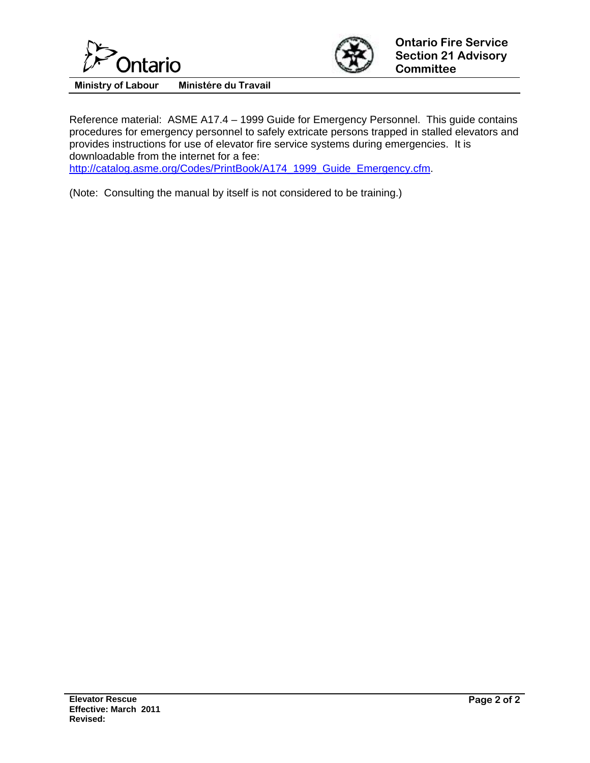Reference material: ASME A17.4 – 1999 Guide for Emergency Personnel. This guide contains procedures for emergency personnel to safely extricate persons trapped in stalled elevators and provides instructions for use of elevator fire service systems during emergencies. It is downloadable from the internet for a fee: http://catalog.asme.org/Codes/PrintBook/A174_1999_Guide_Emergency.cfm.

(Note: Consulting the manual by itself is not considered to be training.)